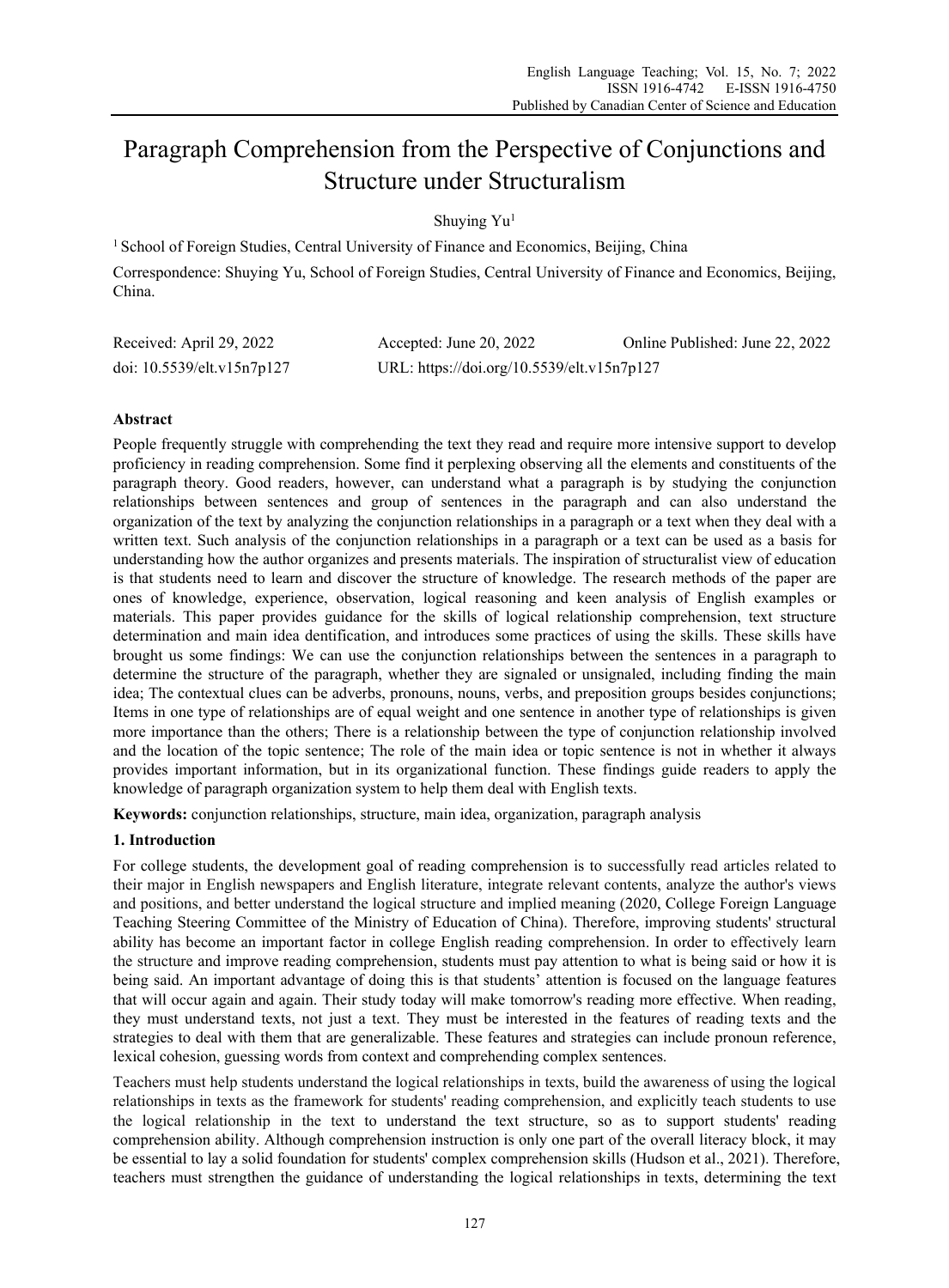# Paragraph Comprehension from the Perspective of Conjunctions and Structure under Structuralism

Shuying Yu[1]

[1] School of Foreign Studies, Central University of Finance and Economics, Beijing, China

Correspondence: Shuying Yu, School of Foreign Studies, Central University of Finance and Economics, Beijing, China.

Received: April 29, 2022  Accepted: June 20, 2022  Online Published: June 22, 2022

doi: 10.5539/elt.v15n7p127  URL: https://doi.org/10.5539/elt.v15n7p127

## Abstract

People frequently struggle with comprehending the text they read and require more intensive support to develop proficiency in reading comprehension. Some find it perplexing observing all the elements and constituents of the paragraph theory. Good readers, however, can understand what a paragraph is by studying the conjunction relationships between sentences and group of sentences in the paragraph and can also understand the organization of the text by analyzing the conjunction relationships in a paragraph or a text when they deal with a written text. Such analysis of the conjunction relationships in a paragraph or a text can be used as a basis for understanding how the author organizes and presents materials. The inspiration of structuralist view of education is that students need to learn and discover the structure of knowledge. The research methods of the paper are ones of knowledge, experience, observation, logical reasoning and keen analysis of English examples or materials. This paper provides guidance for the skills of logical relationship comprehension, text structure determination and main idea dentification, and introduces some practices of using the skills. These skills have brought us some findings: We can use the conjunction relationships between the sentences in a paragraph to determine the structure of the paragraph, whether they are signaled or unsignaled, including finding the main idea; The contextual clues can be adverbs, pronouns, nouns, verbs, and preposition groups besides conjunctions; Items in one type of relationships are of equal weight and one sentence in another type of relationships is given more importance than the others; There is a relationship between the type of conjunction relationship involved and the location of the topic sentence; The role of the main idea or topic sentence is not in whether it always provides important information, but in its organizational function. These findings guide readers to apply the knowledge of paragraph organization system to help them deal with English texts.

**Keywords:** conjunction relationships, structure, main idea, organization, paragraph analysis

## 1. Introduction

For college students, the development goal of reading comprehension is to successfully read articles related to their major in English newspapers and English literature, integrate relevant contents, analyze the author's views and positions, and better understand the logical structure and implied meaning (2020, College Foreign Language Teaching Steering Committee of the Ministry of Education of China). Therefore, improving students' structural ability has become an important factor in college English reading comprehension. In order to effectively learn the structure and improve reading comprehension, students must pay attention to what is being said or how it is being said. An important advantage of doing this is that students' attention is focused on the language features that will occur again and again. Their study today will make tomorrow's reading more effective. When reading, they must understand texts, not just a text. They must be interested in the features of reading texts and the strategies to deal with them that are generalizable. These features and strategies can include pronoun reference, lexical cohesion, guessing words from context and comprehending complex sentences.

Teachers must help students understand the logical relationships in texts, build the awareness of using the logical relationships in texts as the framework for students' reading comprehension, and explicitly teach students to use the logical relationship in the text to understand the text structure, so as to support students' reading comprehension ability. Although comprehension instruction is only one part of the overall literacy block, it may be essential to lay a solid foundation for students' complex comprehension skills (Hudson et al., 2021). Therefore, teachers must strengthen the guidance of understanding the logical relationships in texts, determining the text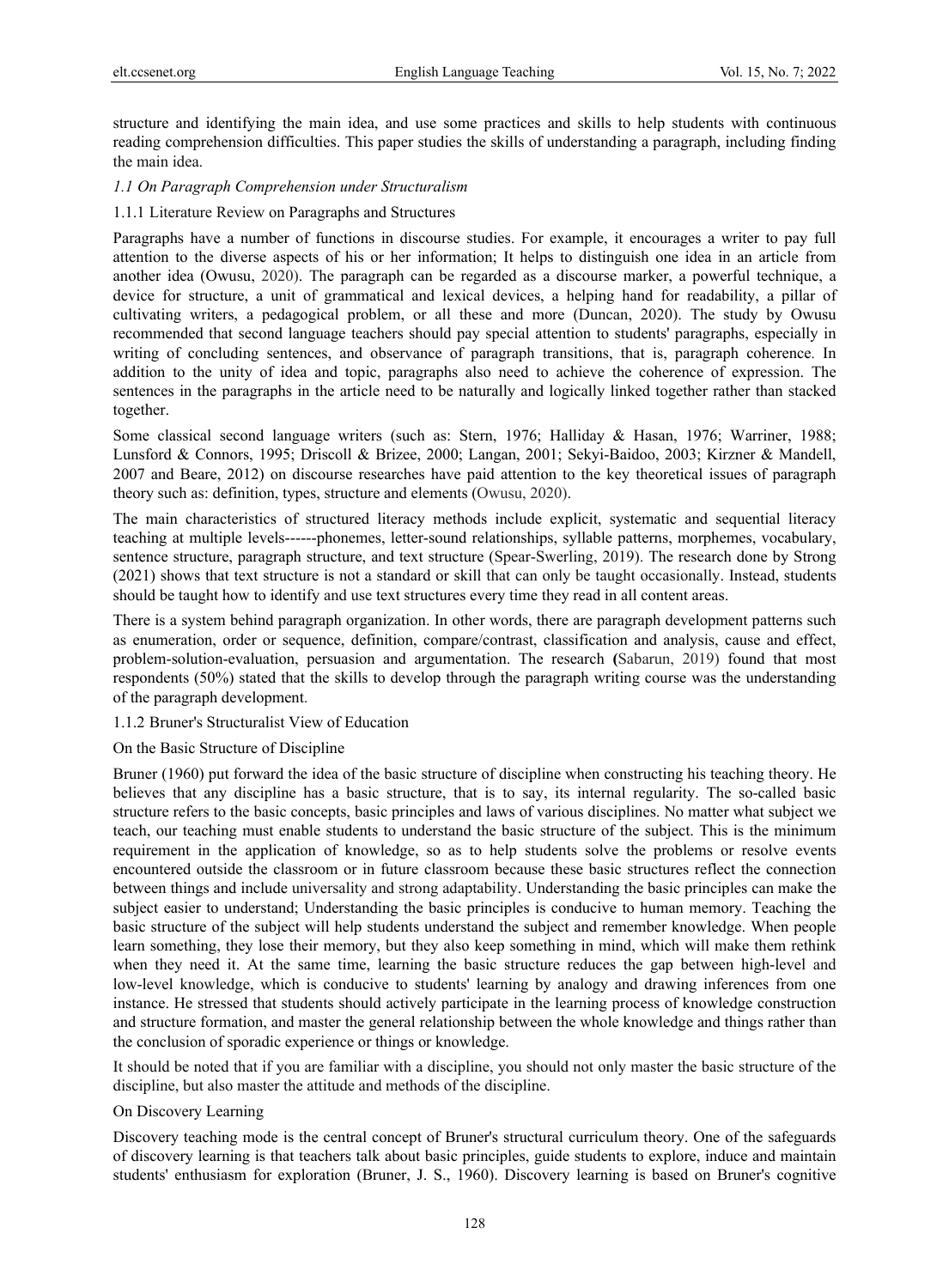structure and identifying the main idea, and use some practices and skills to help students with continuous reading comprehension difficulties. This paper studies the skills of understanding a paragraph, including finding the main idea.

### *1.1 On Paragraph Comprehension under Structuralism*

#### 1.1.1 Literature Review on Paragraphs and Structures

Paragraphs have a number of functions in discourse studies. For example, it encourages a writer to pay full attention to the diverse aspects of his or her information; It helps to distinguish one idea in an article from another idea (Owusu, 2020). The paragraph can be regarded as a discourse marker, a powerful technique, a device for structure, a unit of grammatical and lexical devices, a helping hand for readability, a pillar of cultivating writers, a pedagogical problem, or all these and more (Duncan, 2020). The study by Owusu recommended that second language teachers should pay special attention to students' paragraphs, especially in writing of concluding sentences, and observance of paragraph transitions, that is, paragraph coherence. In addition to the unity of idea and topic, paragraphs also need to achieve the coherence of expression. The sentences in the paragraphs in the article need to be naturally and logically linked together rather than stacked together.

Some classical second language writers (such as: Stern, 1976; Halliday & Hasan, 1976; Warriner, 1988; Lunsford & Connors, 1995; Driscoll & Brizee, 2000; Langan, 2001; Sekyi-Baidoo, 2003; Kirzner & Mandell, 2007 and Beare, 2012) on discourse researches have paid attention to the key theoretical issues of paragraph theory such as: definition, types, structure and elements (Owusu, 2020).

The main characteristics of structured literacy methods include explicit, systematic and sequential literacy teaching at multiple levels------phonemes, letter-sound relationships, syllable patterns, morphemes, vocabulary, sentence structure, paragraph structure, and text structure (Spear-Swerling, 2019). The research done by Strong (2021) shows that text structure is not a standard or skill that can only be taught occasionally. Instead, students should be taught how to identify and use text structures every time they read in all content areas.

There is a system behind paragraph organization. In other words, there are paragraph development patterns such as enumeration, order or sequence, definition, compare/contrast, classification and analysis, cause and effect, problem-solution-evaluation, persuasion and argumentation. The research (Sabarun, 2019) found that most respondents (50%) stated that the skills to develop through the paragraph writing course was the understanding of the paragraph development.

#### 1.1.2 Bruner's Structuralist View of Education

On the Basic Structure of Discipline

Bruner (1960) put forward the idea of the basic structure of discipline when constructing his teaching theory. He believes that any discipline has a basic structure, that is to say, its internal regularity. The so-called basic structure refers to the basic concepts, basic principles and laws of various disciplines. No matter what subject we teach, our teaching must enable students to understand the basic structure of the subject. This is the minimum requirement in the application of knowledge, so as to help students solve the problems or resolve events encountered outside the classroom or in future classroom because these basic structures reflect the connection between things and include universality and strong adaptability. Understanding the basic principles can make the subject easier to understand; Understanding the basic principles is conducive to human memory. Teaching the basic structure of the subject will help students understand the subject and remember knowledge. When people learn something, they lose their memory, but they also keep something in mind, which will make them rethink when they need it. At the same time, learning the basic structure reduces the gap between high-level and low-level knowledge, which is conducive to students' learning by analogy and drawing inferences from one instance. He stressed that students should actively participate in the learning process of knowledge construction and structure formation, and master the general relationship between the whole knowledge and things rather than the conclusion of sporadic experience or things or knowledge.

It should be noted that if you are familiar with a discipline, you should not only master the basic structure of the discipline, but also master the attitude and methods of the discipline.

On Discovery Learning

Discovery teaching mode is the central concept of Bruner's structural curriculum theory. One of the safeguards of discovery learning is that teachers talk about basic principles, guide students to explore, induce and maintain students' enthusiasm for exploration (Bruner, J. S., 1960). Discovery learning is based on Bruner's cognitive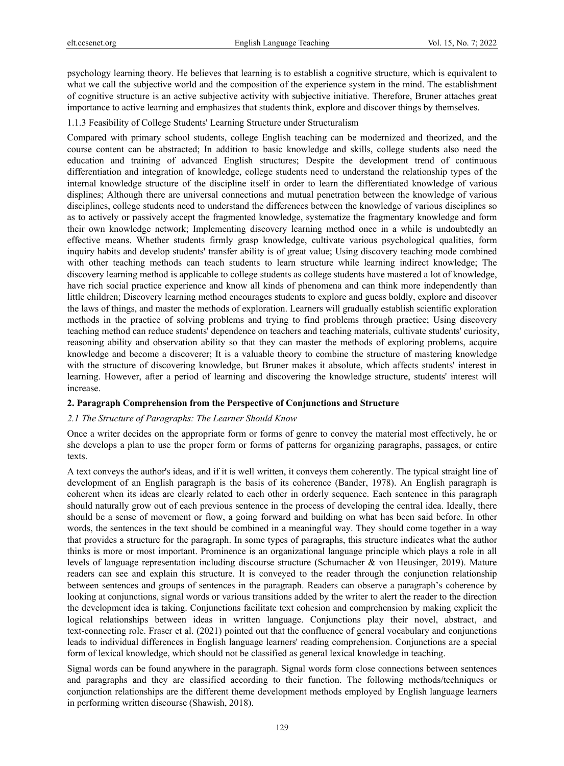psychology learning theory. He believes that learning is to establish a cognitive structure, which is equivalent to what we call the subjective world and the composition of the experience system in the mind. The establishment of cognitive structure is an active subjective activity with subjective initiative. Therefore, Bruner attaches great importance to active learning and emphasizes that students think, explore and discover things by themselves.

### 1.1.3 Feasibility of College Students' Learning Structure under Structuralism

Compared with primary school students, college English teaching can be modernized and theorized, and the course content can be abstracted; In addition to basic knowledge and skills, college students also need the education and training of advanced English structures; Despite the development trend of continuous differentiation and integration of knowledge, college students need to understand the relationship types of the internal knowledge structure of the discipline itself in order to learn the differentiated knowledge of various displines; Although there are universal connections and mutual penetration between the knowledge of various disciplines, college students need to understand the differences between the knowledge of various disciplines so as to actively or passively accept the fragmented knowledge, systematize the fragmentary knowledge and form their own knowledge network; Implementing discovery learning method once in a while is undoubtedly an effective means. Whether students firmly grasp knowledge, cultivate various psychological qualities, form inquiry habits and develop students' transfer ability is of great value; Using discovery teaching mode combined with other teaching methods can teach students to learn structure while learning indirect knowledge; The discovery learning method is applicable to college students as college students have mastered a lot of knowledge, have rich social practice experience and know all kinds of phenomena and can think more independently than little children; Discovery learning method encourages students to explore and guess boldly, explore and discover the laws of things, and master the methods of exploration. Learners will gradually establish scientific exploration methods in the practice of solving problems and trying to find problems through practice; Using discovery teaching method can reduce students' dependence on teachers and teaching materials, cultivate students' curiosity, reasoning ability and observation ability so that they can master the methods of exploring problems, acquire knowledge and become a discoverer; It is a valuable theory to combine the structure of mastering knowledge with the structure of discovering knowledge, but Bruner makes it absolute, which affects students' interest in learning. However, after a period of learning and discovering the knowledge structure, students' interest will increase.

## 2. Paragraph Comprehension from the Perspective of Conjunctions and Structure

### *2.1 The Structure of Paragraphs: The Learner Should Know*

Once a writer decides on the appropriate form or forms of genre to convey the material most effectively, he or she develops a plan to use the proper form or forms of patterns for organizing paragraphs, passages, or entire texts.

A text conveys the author's ideas, and if it is well written, it conveys them coherently. The typical straight line of development of an English paragraph is the basis of its coherence (Bander, 1978). An English paragraph is coherent when its ideas are clearly related to each other in orderly sequence. Each sentence in this paragraph should naturally grow out of each previous sentence in the process of developing the central idea. Ideally, there should be a sense of movement or flow, a going forward and building on what has been said before. In other words, the sentences in the text should be combined in a meaningful way. They should come together in a way that provides a structure for the paragraph. In some types of paragraphs, this structure indicates what the author thinks is more or most important. Prominence is an organizational language principle which plays a role in all levels of language representation including discourse structure (Schumacher & von Heusinger, 2019). Mature readers can see and explain this structure. It is conveyed to the reader through the conjunction relationship between sentences and groups of sentences in the paragraph. Readers can observe a paragraph's coherence by looking at conjunctions, signal words or various transitions added by the writer to alert the reader to the direction the development idea is taking. Conjunctions facilitate text cohesion and comprehension by making explicit the logical relationships between ideas in written language. Conjunctions play their novel, abstract, and text-connecting role. Fraser et al. (2021) pointed out that the confluence of general vocabulary and conjunctions leads to individual differences in English language learners' reading comprehension. Conjunctions are a special form of lexical knowledge, which should not be classified as general lexical knowledge in teaching.

Signal words can be found anywhere in the paragraph. Signal words form close connections between sentences and paragraphs and they are classified according to their function. The following methods/techniques or conjunction relationships are the different theme development methods employed by English language learners in performing written discourse (Shawish, 2018).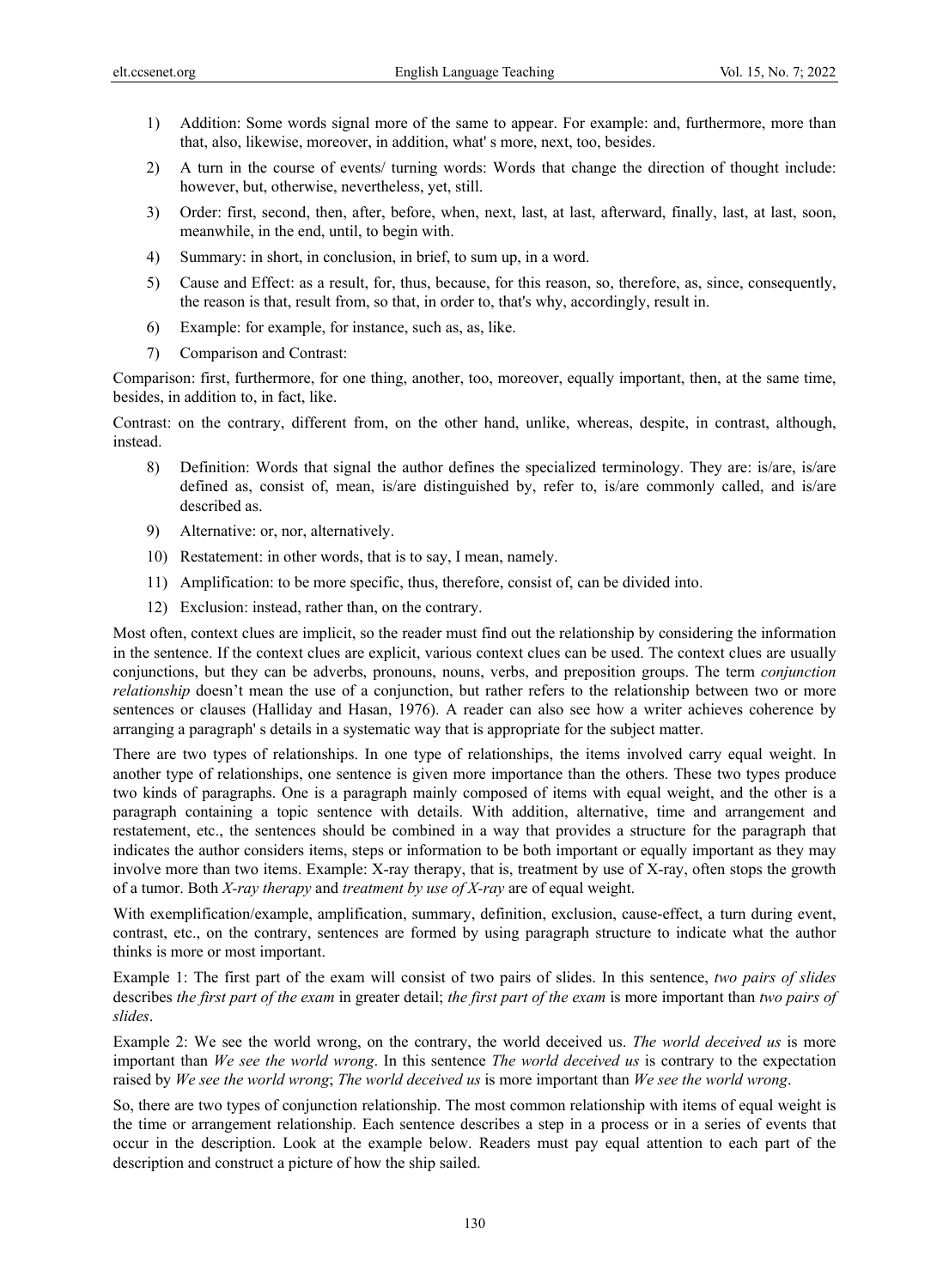1) Addition: Some words signal more of the same to appear. For example: and, furthermore, more than that, also, likewise, moreover, in addition, what' s more, next, too, besides.

2) A turn in the course of events/ turning words: Words that change the direction of thought include: however, but, otherwise, nevertheless, yet, still.

3) Order: first, second, then, after, before, when, next, last, at last, afterward, finally, last, at last, soon, meanwhile, in the end, until, to begin with.

4) Summary: in short, in conclusion, in brief, to sum up, in a word.

5) Cause and Effect: as a result, for, thus, because, for this reason, so, therefore, as, since, consequently, the reason is that, result from, so that, in order to, that's why, accordingly, result in.

6) Example: for example, for instance, such as, as, like.

7) Comparison and Contrast:

Comparison: first, furthermore, for one thing, another, too, moreover, equally important, then, at the same time, besides, in addition to, in fact, like.

Contrast: on the contrary, different from, on the other hand, unlike, whereas, despite, in contrast, although, instead.

8) Definition: Words that signal the author defines the specialized terminology. They are: is/are, is/are defined as, consist of, mean, is/are distinguished by, refer to, is/are commonly called, and is/are described as.

9) Alternative: or, nor, alternatively.

10) Restatement: in other words, that is to say, I mean, namely.

11) Amplification: to be more specific, thus, therefore, consist of, can be divided into.

12) Exclusion: instead, rather than, on the contrary.

Most often, context clues are implicit, so the reader must find out the relationship by considering the information in the sentence. If the context clues are explicit, various context clues can be used. The context clues are usually conjunctions, but they can be adverbs, pronouns, nouns, verbs, and preposition groups. The term *conjunction relationship* doesn't mean the use of a conjunction, but rather refers to the relationship between two or more sentences or clauses (Halliday and Hasan, 1976). A reader can also see how a writer achieves coherence by arranging a paragraph' s details in a systematic way that is appropriate for the subject matter.

There are two types of relationships. In one type of relationships, the items involved carry equal weight. In another type of relationships, one sentence is given more importance than the others. These two types produce two kinds of paragraphs. One is a paragraph mainly composed of items with equal weight, and the other is a paragraph containing a topic sentence with details. With addition, alternative, time and arrangement and restatement, etc., the sentences should be combined in a way that provides a structure for the paragraph that indicates the author considers items, steps or information to be both important or equally important as they may involve more than two items. Example: X-ray therapy, that is, treatment by use of X-ray, often stops the growth of a tumor. Both *X-ray therapy* and *treatment by use of X-ray* are of equal weight.

With exemplification/example, amplification, summary, definition, exclusion, cause-effect, a turn during event, contrast, etc., on the contrary, sentences are formed by using paragraph structure to indicate what the author thinks is more or most important.

Example 1: The first part of the exam will consist of two pairs of slides. In this sentence, *two pairs of slides* describes *the first part of the exam* in greater detail; *the first part of the exam* is more important than *two pairs of slides*.

Example 2: We see the world wrong, on the contrary, the world deceived us. *The world deceived us* is more important than *We see the world wrong*. In this sentence *The world deceived us* is contrary to the expectation raised by *We see the world wrong*; *The world deceived us* is more important than *We see the world wrong*.

So, there are two types of conjunction relationship. The most common relationship with items of equal weight is the time or arrangement relationship. Each sentence describes a step in a process or in a series of events that occur in the description. Look at the example below. Readers must pay equal attention to each part of the description and construct a picture of how the ship sailed.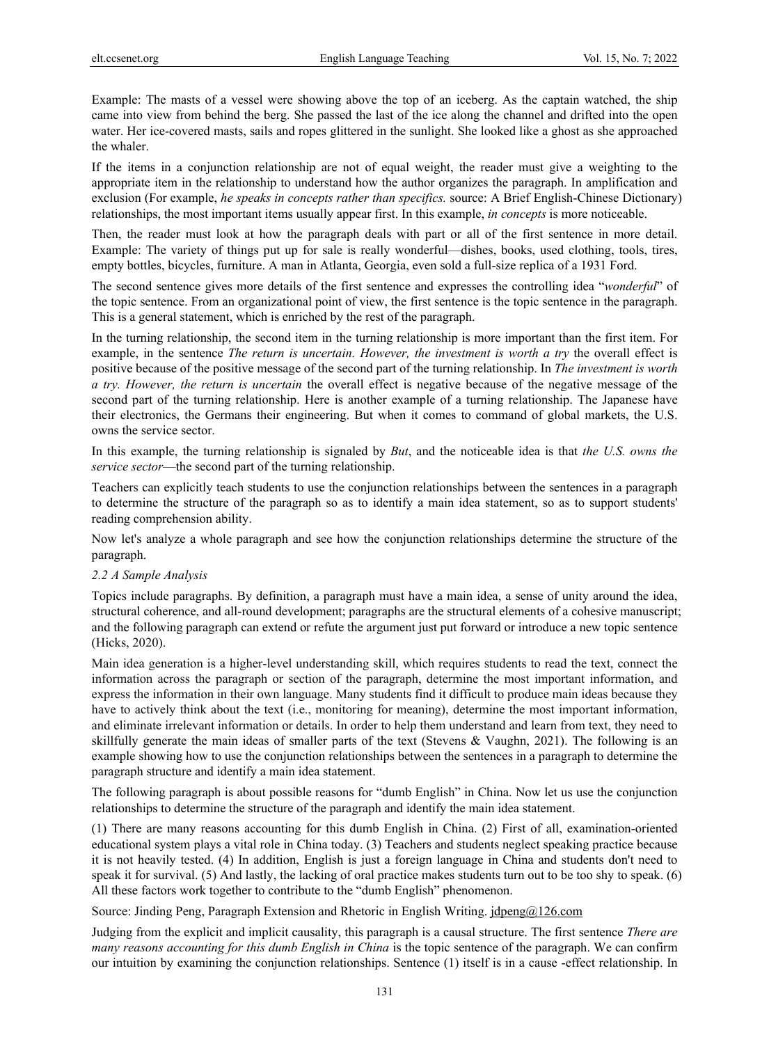Example: The masts of a vessel were showing above the top of an iceberg. As the captain watched, the ship came into view from behind the berg. She passed the last of the ice along the channel and drifted into the open water. Her ice-covered masts, sails and ropes glittered in the sunlight. She looked like a ghost as she approached the whaler.

If the items in a conjunction relationship are not of equal weight, the reader must give a weighting to the appropriate item in the relationship to understand how the author organizes the paragraph. In amplification and exclusion (For example, *he speaks in concepts rather than specifics.* source: A Brief English-Chinese Dictionary) relationships, the most important items usually appear first. In this example, *in concepts* is more noticeable.

Then, the reader must look at how the paragraph deals with part or all of the first sentence in more detail. Example: The variety of things put up for sale is really wonderful—dishes, books, used clothing, tools, tires, empty bottles, bicycles, furniture. A man in Atlanta, Georgia, even sold a full-size replica of a 1931 Ford.

The second sentence gives more details of the first sentence and expresses the controlling idea "*wonderful*" of the topic sentence. From an organizational point of view, the first sentence is the topic sentence in the paragraph. This is a general statement, which is enriched by the rest of the paragraph.

In the turning relationship, the second item in the turning relationship is more important than the first item. For example, in the sentence *The return is uncertain. However, the investment is worth a try* the overall effect is positive because of the positive message of the second part of the turning relationship. In *The investment is worth a try. However, the return is uncertain* the overall effect is negative because of the negative message of the second part of the turning relationship. Here is another example of a turning relationship. The Japanese have their electronics, the Germans their engineering. But when it comes to command of global markets, the U.S. owns the service sector.

In this example, the turning relationship is signaled by *But*, and the noticeable idea is that *the U.S. owns the service sector*—the second part of the turning relationship.

Teachers can explicitly teach students to use the conjunction relationships between the sentences in a paragraph to determine the structure of the paragraph so as to identify a main idea statement, so as to support students' reading comprehension ability.

Now let's analyze a whole paragraph and see how the conjunction relationships determine the structure of the paragraph.

### *2.2 A Sample Analysis*

Topics include paragraphs. By definition, a paragraph must have a main idea, a sense of unity around the idea, structural coherence, and all-round development; paragraphs are the structural elements of a cohesive manuscript; and the following paragraph can extend or refute the argument just put forward or introduce a new topic sentence (Hicks, 2020).

Main idea generation is a higher-level understanding skill, which requires students to read the text, connect the information across the paragraph or section of the paragraph, determine the most important information, and express the information in their own language. Many students find it difficult to produce main ideas because they have to actively think about the text (i.e., monitoring for meaning), determine the most important information, and eliminate irrelevant information or details. In order to help them understand and learn from text, they need to skillfully generate the main ideas of smaller parts of the text (Stevens & Vaughn, 2021). The following is an example showing how to use the conjunction relationships between the sentences in a paragraph to determine the paragraph structure and identify a main idea statement.

The following paragraph is about possible reasons for "dumb English" in China. Now let us use the conjunction relationships to determine the structure of the paragraph and identify the main idea statement.

(1) There are many reasons accounting for this dumb English in China. (2) First of all, examination-oriented educational system plays a vital role in China today. (3) Teachers and students neglect speaking practice because it is not heavily tested. (4) In addition, English is just a foreign language in China and students don't need to speak it for survival. (5) And lastly, the lacking of oral practice makes students turn out to be too shy to speak. (6) All these factors work together to contribute to the "dumb English" phenomenon.

Source: Jinding Peng, Paragraph Extension and Rhetoric in English Writing. jdpeng@126.com

Judging from the explicit and implicit causality, this paragraph is a causal structure. The first sentence *There are many reasons accounting for this dumb English in China* is the topic sentence of the paragraph. We can confirm our intuition by examining the conjunction relationships. Sentence (1) itself is in a cause -effect relationship. In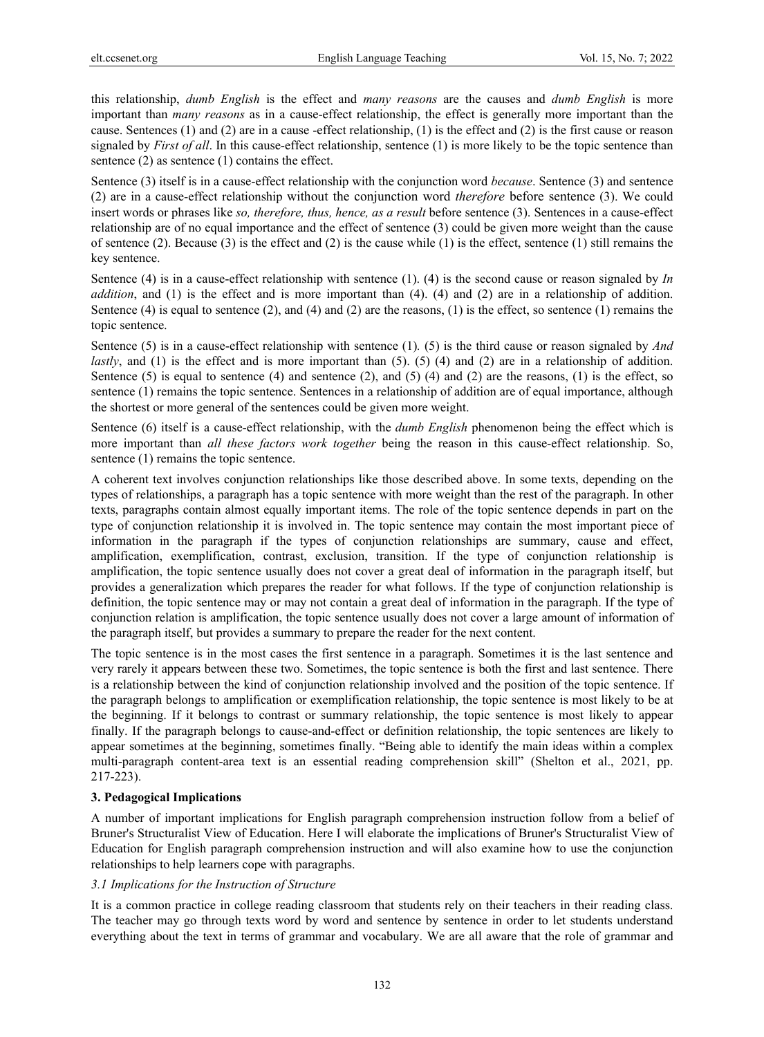this relationship, *dumb English* is the effect and *many reasons* are the causes and *dumb English* is more important than *many reasons* as in a cause-effect relationship, the effect is generally more important than the cause. Sentences (1) and (2) are in a cause -effect relationship, (1) is the effect and (2) is the first cause or reason signaled by *First of all*. In this cause-effect relationship, sentence (1) is more likely to be the topic sentence than sentence (2) as sentence (1) contains the effect.

Sentence (3) itself is in a cause-effect relationship with the conjunction word *because*. Sentence (3) and sentence (2) are in a cause-effect relationship without the conjunction word *therefore* before sentence (3). We could insert words or phrases like *so, therefore, thus, hence, as a result* before sentence (3). Sentences in a cause-effect relationship are of no equal importance and the effect of sentence (3) could be given more weight than the cause of sentence (2). Because (3) is the effect and (2) is the cause while (1) is the effect, sentence (1) still remains the key sentence.

Sentence (4) is in a cause-effect relationship with sentence (1). (4) is the second cause or reason signaled by *In addition*, and (1) is the effect and is more important than (4). (4) and (2) are in a relationship of addition. Sentence (4) is equal to sentence (2), and (4) and (2) are the reasons, (1) is the effect, so sentence (1) remains the topic sentence.

Sentence (5) is in a cause-effect relationship with sentence (1). (5) is the third cause or reason signaled by *And lastly*, and (1) is the effect and is more important than (5). (5) (4) and (2) are in a relationship of addition. Sentence (5) is equal to sentence (4) and sentence (2), and (5) (4) and (2) are the reasons, (1) is the effect, so sentence (1) remains the topic sentence. Sentences in a relationship of addition are of equal importance, although the shortest or more general of the sentences could be given more weight.

Sentence (6) itself is a cause-effect relationship, with the *dumb English* phenomenon being the effect which is more important than *all these factors work together* being the reason in this cause-effect relationship. So, sentence (1) remains the topic sentence.

A coherent text involves conjunction relationships like those described above. In some texts, depending on the types of relationships, a paragraph has a topic sentence with more weight than the rest of the paragraph. In other texts, paragraphs contain almost equally important items. The role of the topic sentence depends in part on the type of conjunction relationship it is involved in. The topic sentence may contain the most important piece of information in the paragraph if the types of conjunction relationships are summary, cause and effect, amplification, exemplification, contrast, exclusion, transition. If the type of conjunction relationship is amplification, the topic sentence usually does not cover a great deal of information in the paragraph itself, but provides a generalization which prepares the reader for what follows. If the type of conjunction relationship is definition, the topic sentence may or may not contain a great deal of information in the paragraph. If the type of conjunction relation is amplification, the topic sentence usually does not cover a large amount of information of the paragraph itself, but provides a summary to prepare the reader for the next content.

The topic sentence is in the most cases the first sentence in a paragraph. Sometimes it is the last sentence and very rarely it appears between these two. Sometimes, the topic sentence is both the first and last sentence. There is a relationship between the kind of conjunction relationship involved and the position of the topic sentence. If the paragraph belongs to amplification or exemplification relationship, the topic sentence is most likely to be at the beginning. If it belongs to contrast or summary relationship, the topic sentence is most likely to appear finally. If the paragraph belongs to cause-and-effect or definition relationship, the topic sentences are likely to appear sometimes at the beginning, sometimes finally. "Being able to identify the main ideas within a complex multi-paragraph content-area text is an essential reading comprehension skill" (Shelton et al., 2021, pp. 217-223).

## 3. Pedagogical Implications

A number of important implications for English paragraph comprehension instruction follow from a belief of Bruner's Structuralist View of Education. Here I will elaborate the implications of Bruner's Structuralist View of Education for English paragraph comprehension instruction and will also examine how to use the conjunction relationships to help learners cope with paragraphs.

### *3.1 Implications for the Instruction of Structure*

It is a common practice in college reading classroom that students rely on their teachers in their reading class. The teacher may go through texts word by word and sentence by sentence in order to let students understand everything about the text in terms of grammar and vocabulary. We are all aware that the role of grammar and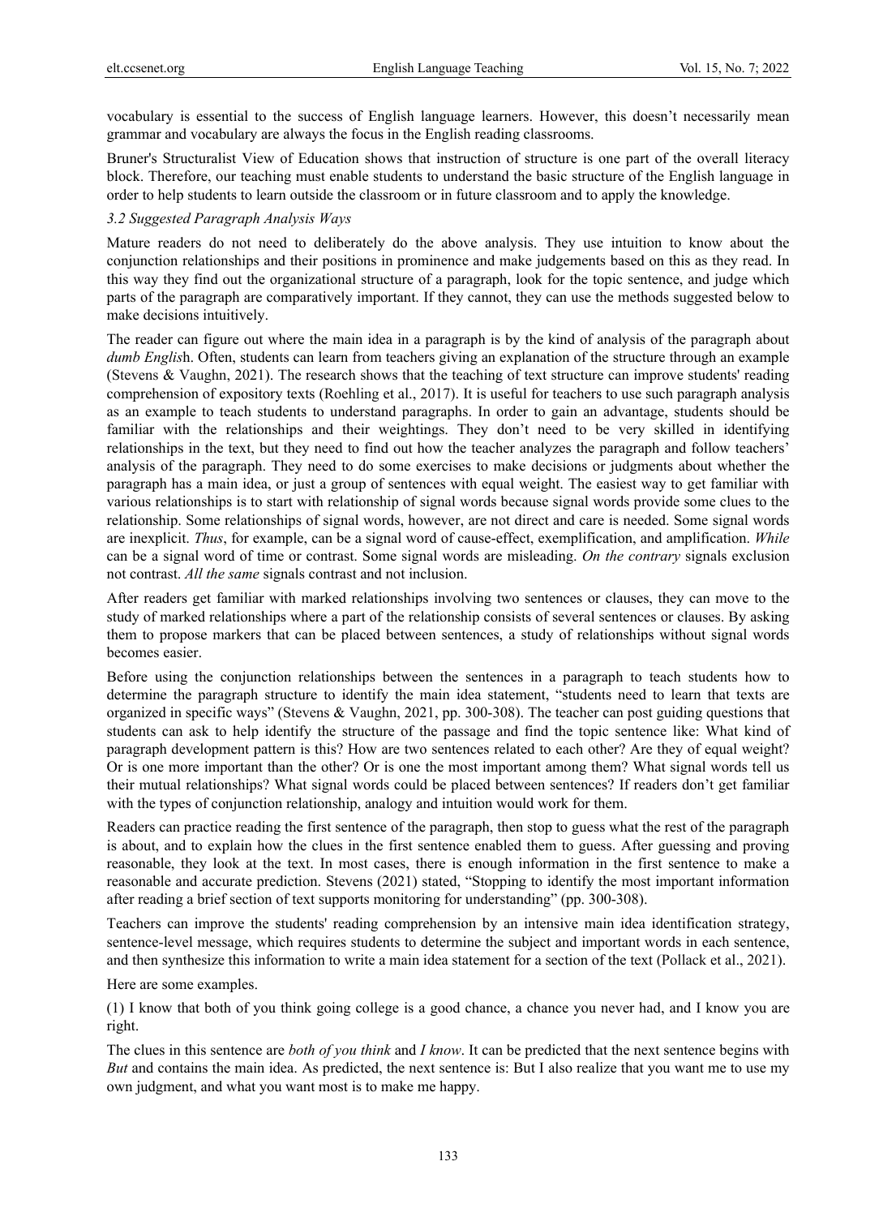vocabulary is essential to the success of English language learners. However, this doesn't necessarily mean grammar and vocabulary are always the focus in the English reading classrooms.

Bruner's Structuralist View of Education shows that instruction of structure is one part of the overall literacy block. Therefore, our teaching must enable students to understand the basic structure of the English language in order to help students to learn outside the classroom or in future classroom and to apply the knowledge.

### *3.2 Suggested Paragraph Analysis Ways*

Mature readers do not need to deliberately do the above analysis. They use intuition to know about the conjunction relationships and their positions in prominence and make judgements based on this as they read. In this way they find out the organizational structure of a paragraph, look for the topic sentence, and judge which parts of the paragraph are comparatively important. If they cannot, they can use the methods suggested below to make decisions intuitively.

The reader can figure out where the main idea in a paragraph is by the kind of analysis of the paragraph about *dumb English*. Often, students can learn from teachers giving an explanation of the structure through an example (Stevens & Vaughn, 2021). The research shows that the teaching of text structure can improve students' reading comprehension of expository texts (Roehling et al., 2017). It is useful for teachers to use such paragraph analysis as an example to teach students to understand paragraphs. In order to gain an advantage, students should be familiar with the relationships and their weightings. They don't need to be very skilled in identifying relationships in the text, but they need to find out how the teacher analyzes the paragraph and follow teachers' analysis of the paragraph. They need to do some exercises to make decisions or judgments about whether the paragraph has a main idea, or just a group of sentences with equal weight. The easiest way to get familiar with various relationships is to start with relationship of signal words because signal words provide some clues to the relationship. Some relationships of signal words, however, are not direct and care is needed. Some signal words are inexplicit. *Thus*, for example, can be a signal word of cause-effect, exemplification, and amplification. *While* can be a signal word of time or contrast. Some signal words are misleading. *On the contrary* signals exclusion not contrast. *All the same* signals contrast and not inclusion.

After readers get familiar with marked relationships involving two sentences or clauses, they can move to the study of marked relationships where a part of the relationship consists of several sentences or clauses. By asking them to propose markers that can be placed between sentences, a study of relationships without signal words becomes easier.

Before using the conjunction relationships between the sentences in a paragraph to teach students how to determine the paragraph structure to identify the main idea statement, "students need to learn that texts are organized in specific ways" (Stevens & Vaughn, 2021, pp. 300-308). The teacher can post guiding questions that students can ask to help identify the structure of the passage and find the topic sentence like: What kind of paragraph development pattern is this? How are two sentences related to each other? Are they of equal weight? Or is one more important than the other? Or is one the most important among them? What signal words tell us their mutual relationships? What signal words could be placed between sentences? If readers don't get familiar with the types of conjunction relationship, analogy and intuition would work for them.

Readers can practice reading the first sentence of the paragraph, then stop to guess what the rest of the paragraph is about, and to explain how the clues in the first sentence enabled them to guess. After guessing and proving reasonable, they look at the text. In most cases, there is enough information in the first sentence to make a reasonable and accurate prediction. Stevens (2021) stated, "Stopping to identify the most important information after reading a brief section of text supports monitoring for understanding" (pp. 300-308).

Teachers can improve the students' reading comprehension by an intensive main idea identification strategy, sentence-level message, which requires students to determine the subject and important words in each sentence, and then synthesize this information to write a main idea statement for a section of the text (Pollack et al., 2021).

Here are some examples.

(1) I know that both of you think going college is a good chance, a chance you never had, and I know you are right.

The clues in this sentence are *both of you think* and *I know*. It can be predicted that the next sentence begins with *But* and contains the main idea. As predicted, the next sentence is: But I also realize that you want me to use my own judgment, and what you want most is to make me happy.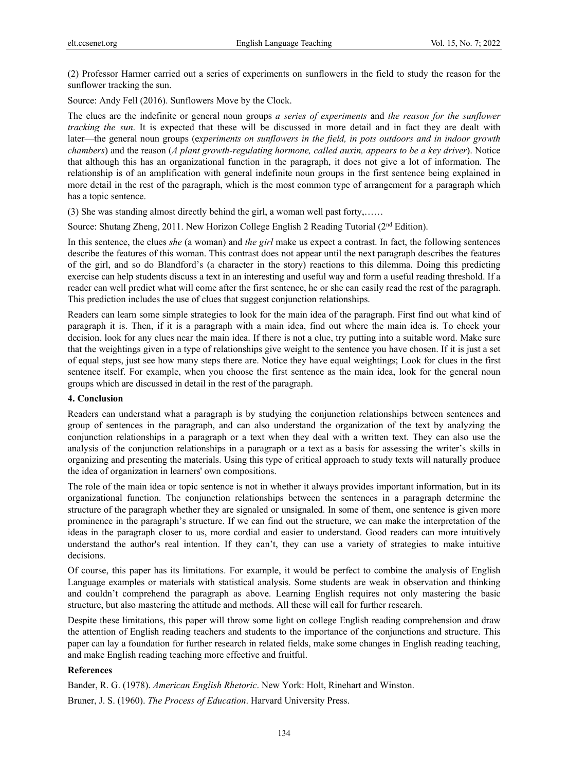(2) Professor Harmer carried out a series of experiments on sunflowers in the field to study the reason for the sunflower tracking the sun.

Source: Andy Fell (2016). Sunflowers Move by the Clock.

The clues are the indefinite or general noun groups *a series of experiments* and *the reason for the sunflower tracking the sun*. It is expected that these will be discussed in more detail and in fact they are dealt with later—the general noun groups (e*xperiments on sunflowers in the field, in pots outdoors and in indoor growth chambers*) and the reason (*A plant growth-regulating hormone, called auxin, appears to be a key driver*). Notice that although this has an organizational function in the paragraph, it does not give a lot of information. The relationship is of an amplification with general indefinite noun groups in the first sentence being explained in more detail in the rest of the paragraph, which is the most common type of arrangement for a paragraph which has a topic sentence.

(3) She was standing almost directly behind the girl, a woman well past forty,……

Source: Shutang Zheng, 2011. New Horizon College English 2 Reading Tutorial (2nd Edition).

In this sentence, the clues *she* (a woman) and *the girl* make us expect a contrast. In fact, the following sentences describe the features of this woman. This contrast does not appear until the next paragraph describes the features of the girl, and so do Blandford's (a character in the story) reactions to this dilemma. Doing this predicting exercise can help students discuss a text in an interesting and useful way and form a useful reading threshold. If a reader can well predict what will come after the first sentence, he or she can easily read the rest of the paragraph. This prediction includes the use of clues that suggest conjunction relationships.

Readers can learn some simple strategies to look for the main idea of the paragraph. First find out what kind of paragraph it is. Then, if it is a paragraph with a main idea, find out where the main idea is. To check your decision, look for any clues near the main idea. If there is not a clue, try putting into a suitable word. Make sure that the weightings given in a type of relationships give weight to the sentence you have chosen. If it is just a set of equal steps, just see how many steps there are. Notice they have equal weightings; Look for clues in the first sentence itself. For example, when you choose the first sentence as the main idea, look for the general noun groups which are discussed in detail in the rest of the paragraph.

## 4. Conclusion

Readers can understand what a paragraph is by studying the conjunction relationships between sentences and group of sentences in the paragraph, and can also understand the organization of the text by analyzing the conjunction relationships in a paragraph or a text when they deal with a written text. They can also use the analysis of the conjunction relationships in a paragraph or a text as a basis for assessing the writer's skills in organizing and presenting the materials. Using this type of critical approach to study texts will naturally produce the idea of organization in learners' own compositions.

The role of the main idea or topic sentence is not in whether it always provides important information, but in its organizational function. The conjunction relationships between the sentences in a paragraph determine the structure of the paragraph whether they are signaled or unsignaled. In some of them, one sentence is given more prominence in the paragraph's structure. If we can find out the structure, we can make the interpretation of the ideas in the paragraph closer to us, more cordial and easier to understand. Good readers can more intuitively understand the author's real intention. If they can't, they can use a variety of strategies to make intuitive decisions.

Of course, this paper has its limitations. For example, it would be perfect to combine the analysis of English Language examples or materials with statistical analysis. Some students are weak in observation and thinking and couldn't comprehend the paragraph as above. Learning English requires not only mastering the basic structure, but also mastering the attitude and methods. All these will call for further research.

Despite these limitations, this paper will throw some light on college English reading comprehension and draw the attention of English reading teachers and students to the importance of the conjunctions and structure. This paper can lay a foundation for further research in related fields, make some changes in English reading teaching, and make English reading teaching more effective and fruitful.

## References

Bander, R. G. (1978). *American English Rhetoric*. New York: Holt, Rinehart and Winston.

Bruner, J. S. (1960). *The Process of Education*. Harvard University Press.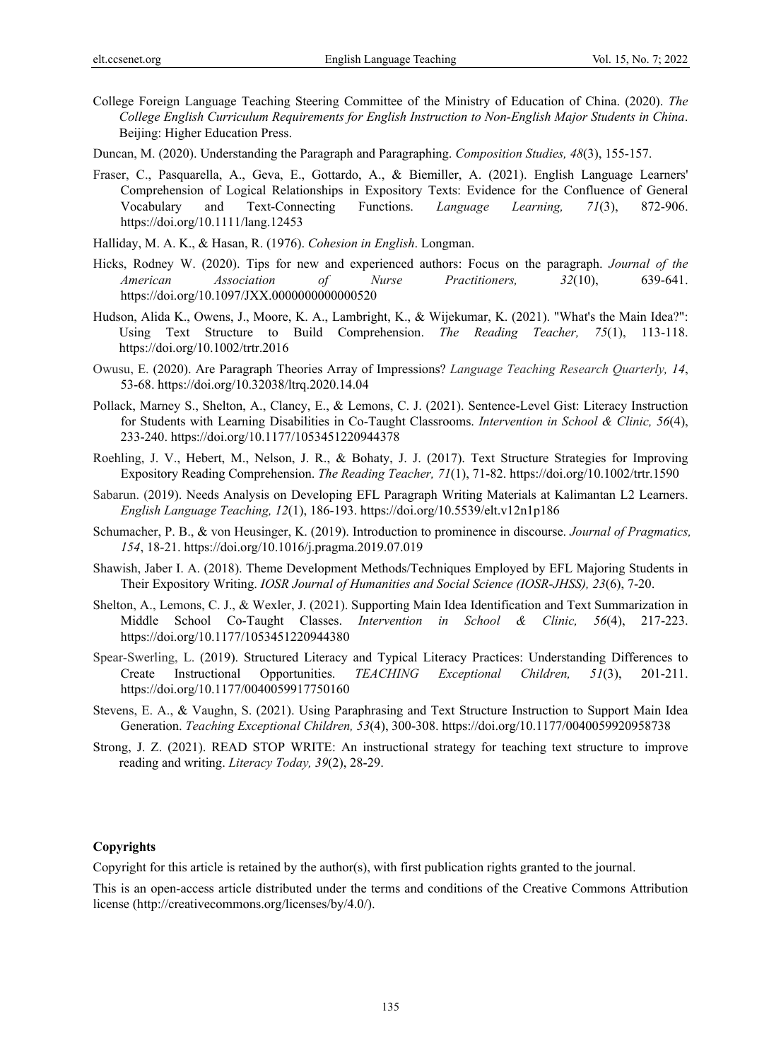College Foreign Language Teaching Steering Committee of the Ministry of Education of China. (2020). *The College English Curriculum Requirements for English Instruction to Non-English Major Students in China*. Beijing: Higher Education Press.

Duncan, M. (2020). Understanding the Paragraph and Paragraphing. *Composition Studies, 48*(3), 155-157.

Fraser, C., Pasquarella, A., Geva, E., Gottardo, A., & Biemiller, A. (2021). English Language Learners' Comprehension of Logical Relationships in Expository Texts: Evidence for the Confluence of General Vocabulary and Text-Connecting Functions. *Language Learning, 71*(3), 872-906. https://doi.org/10.1111/lang.12453

Halliday, M. A. K., & Hasan, R. (1976). *Cohesion in English*. Longman.

Hicks, Rodney W. (2020). Tips for new and experienced authors: Focus on the paragraph. *Journal of the American Association of Nurse Practitioners, 32*(10), 639-641. https://doi.org/10.1097/JXX.0000000000000520

Hudson, Alida K., Owens, J., Moore, K. A., Lambright, K., & Wijekumar, K. (2021). "What's the Main Idea?": Using Text Structure to Build Comprehension. *The Reading Teacher, 75*(1), 113-118. https://doi.org/10.1002/trtr.2016

Owusu, E. (2020). Are Paragraph Theories Array of Impressions? *Language Teaching Research Quarterly, 14*, 53-68. https://doi.org/10.32038/ltrq.2020.14.04

Pollack, Marney S., Shelton, A., Clancy, E., & Lemons, C. J. (2021). Sentence-Level Gist: Literacy Instruction for Students with Learning Disabilities in Co-Taught Classrooms. *Intervention in School & Clinic, 56*(4), 233-240. https://doi.org/10.1177/1053451220944378

Roehling, J. V., Hebert, M., Nelson, J. R., & Bohaty, J. J. (2017). Text Structure Strategies for Improving Expository Reading Comprehension. *The Reading Teacher, 71*(1), 71-82. https://doi.org/10.1002/trtr.1590

Sabarun. (2019). Needs Analysis on Developing EFL Paragraph Writing Materials at Kalimantan L2 Learners. *English Language Teaching, 12*(1), 186-193. https://doi.org/10.5539/elt.v12n1p186

Schumacher, P. B., & von Heusinger, K. (2019). Introduction to prominence in discourse. *Journal of Pragmatics, 154*, 18-21. https://doi.org/10.1016/j.pragma.2019.07.019

Shawish, Jaber I. A. (2018). Theme Development Methods/Techniques Employed by EFL Majoring Students in Their Expository Writing. *IOSR Journal of Humanities and Social Science (IOSR-JHSS), 23*(6), 7-20.

Shelton, A., Lemons, C. J., & Wexler, J. (2021). Supporting Main Idea Identification and Text Summarization in Middle School Co-Taught Classes. *Intervention in School & Clinic, 56*(4), 217-223. https://doi.org/10.1177/1053451220944380

Spear-Swerling, L. (2019). Structured Literacy and Typical Literacy Practices: Understanding Differences to Create Instructional Opportunities. *TEACHING Exceptional Children, 51*(3), 201-211. https://doi.org/10.1177/0040059917750160

Stevens, E. A., & Vaughn, S. (2021). Using Paraphrasing and Text Structure Instruction to Support Main Idea Generation. *Teaching Exceptional Children, 53*(4), 300-308. https://doi.org/10.1177/0040059920958738

Strong, J. Z. (2021). READ STOP WRITE: An instructional strategy for teaching text structure to improve reading and writing. *Literacy Today, 39*(2), 28-29.

**Copyrights**

Copyright for this article is retained by the author(s), with first publication rights granted to the journal.

This is an open-access article distributed under the terms and conditions of the Creative Commons Attribution license (http://creativecommons.org/licenses/by/4.0/).